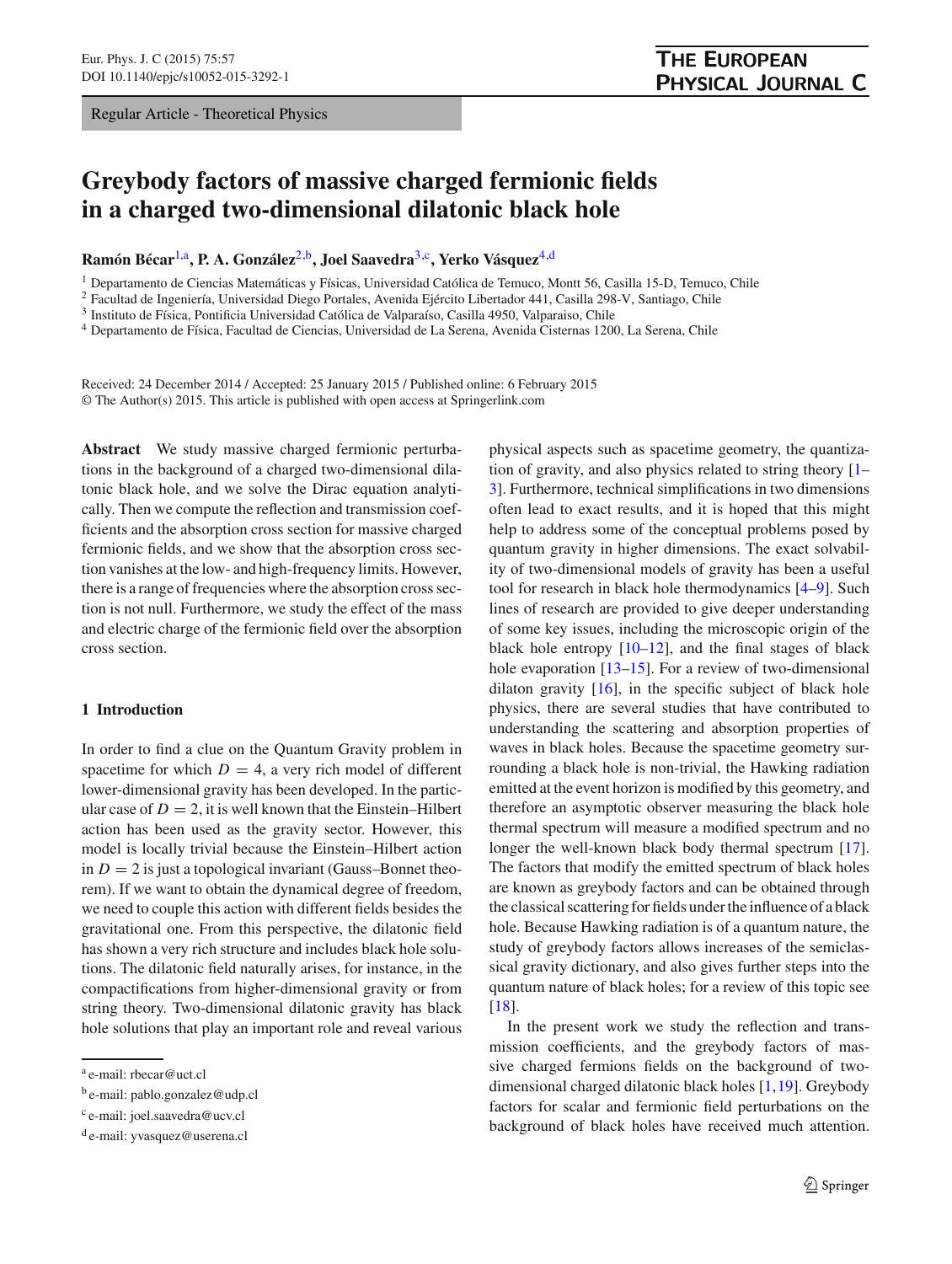Regular Article - Theoretical Physics

# Greybody factors of massive charged fermionic fields in a charged two-dimensional dilatonic black hole

**Ramón Bécar**[1,a], **P. A. González**[2,b], **Joel Saavedra**[3,c], **Yerko Vásquez**[4,d]

[1] Departamento de Ciencias Matemáticas y Físicas, Universidad Católica de Temuco, Montt 56, Casilla 15-D, Temuco, Chile
[2] Facultad de Ingeniería, Universidad Diego Portales, Avenida Ejército Libertador 441, Casilla 298-V, Santiago, Chile
[3] Instituto de Física, Pontificia Universidad Católica de Valparaíso, Casilla 4950, Valparaiso, Chile
[4] Departamento de Física, Facultad de Ciencias, Universidad de La Serena, Avenida Cisternas 1200, La Serena, Chile

Received: 24 December 2014 / Accepted: 25 January 2015 / Published online: 6 February 2015
© The Author(s) 2015. This article is published with open access at Springerlink.com

**Abstract** We study massive charged fermionic perturbations in the background of a charged two-dimensional dilatonic black hole, and we solve the Dirac equation analytically. Then we compute the reflection and transmission coefficients and the absorption cross section for massive charged fermionic fields, and we show that the absorption cross section vanishes at the low- and high-frequency limits. However, there is a range of frequencies where the absorption cross section is not null. Furthermore, we study the effect of the mass and electric charge of the fermionic field over the absorption cross section.

## 1 Introduction

In order to find a clue on the Quantum Gravity problem in spacetime for which $D = 4$, a very rich model of different lower-dimensional gravity has been developed. In the particular case of $D = 2$, it is well known that the Einstein–Hilbert action has been used as the gravity sector. However, this model is locally trivial because the Einstein–Hilbert action in $D = 2$ is just a topological invariant (Gauss–Bonnet theorem). If we want to obtain the dynamical degree of freedom, we need to couple this action with different fields besides the gravitational one. From this perspective, the dilatonic field has shown a very rich structure and includes black hole solutions. The dilatonic field naturally arises, for instance, in the compactifications from higher-dimensional gravity or from string theory. Two-dimensional dilatonic gravity has black hole solutions that play an important role and reveal various physical aspects such as spacetime geometry, the quantization of gravity, and also physics related to string theory [1–3]. Furthermore, technical simplifications in two dimensions often lead to exact results, and it is hoped that this might help to address some of the conceptual problems posed by quantum gravity in higher dimensions. The exact solvability of two-dimensional models of gravity has been a useful tool for research in black hole thermodynamics [4–9]. Such lines of research are provided to give deeper understanding of some key issues, including the microscopic origin of the black hole entropy [10–12], and the final stages of black hole evaporation [13–15]. For a review of two-dimensional dilaton gravity [16], in the specific subject of black hole physics, there are several studies that have contributed to understanding the scattering and absorption properties of waves in black holes. Because the spacetime geometry surrounding a black hole is non-trivial, the Hawking radiation emitted at the event horizon is modified by this geometry, and therefore an asymptotic observer measuring the black hole thermal spectrum will measure a modified spectrum and no longer the well-known black body thermal spectrum [17]. The factors that modify the emitted spectrum of black holes are known as greybody factors and can be obtained through the classical scattering for fields under the influence of a black hole. Because Hawking radiation is of a quantum nature, the study of greybody factors allows increases of the semiclassical gravity dictionary, and also gives further steps into the quantum nature of black holes; for a review of this topic see [18].

In the present work we study the reflection and transmission coefficients, and the greybody factors of massive charged fermions fields on the background of two-dimensional charged dilatonic black holes [1,19]. Greybody factors for scalar and fermionic field perturbations on the background of black holes have received much attention.

[a] e-mail: rbecar@uct.cl
[b] e-mail: pablo.gonzalez@udp.cl
[c] e-mail: joel.saavedra@ucv.cl
[d] e-mail: yvasquez@userena.cl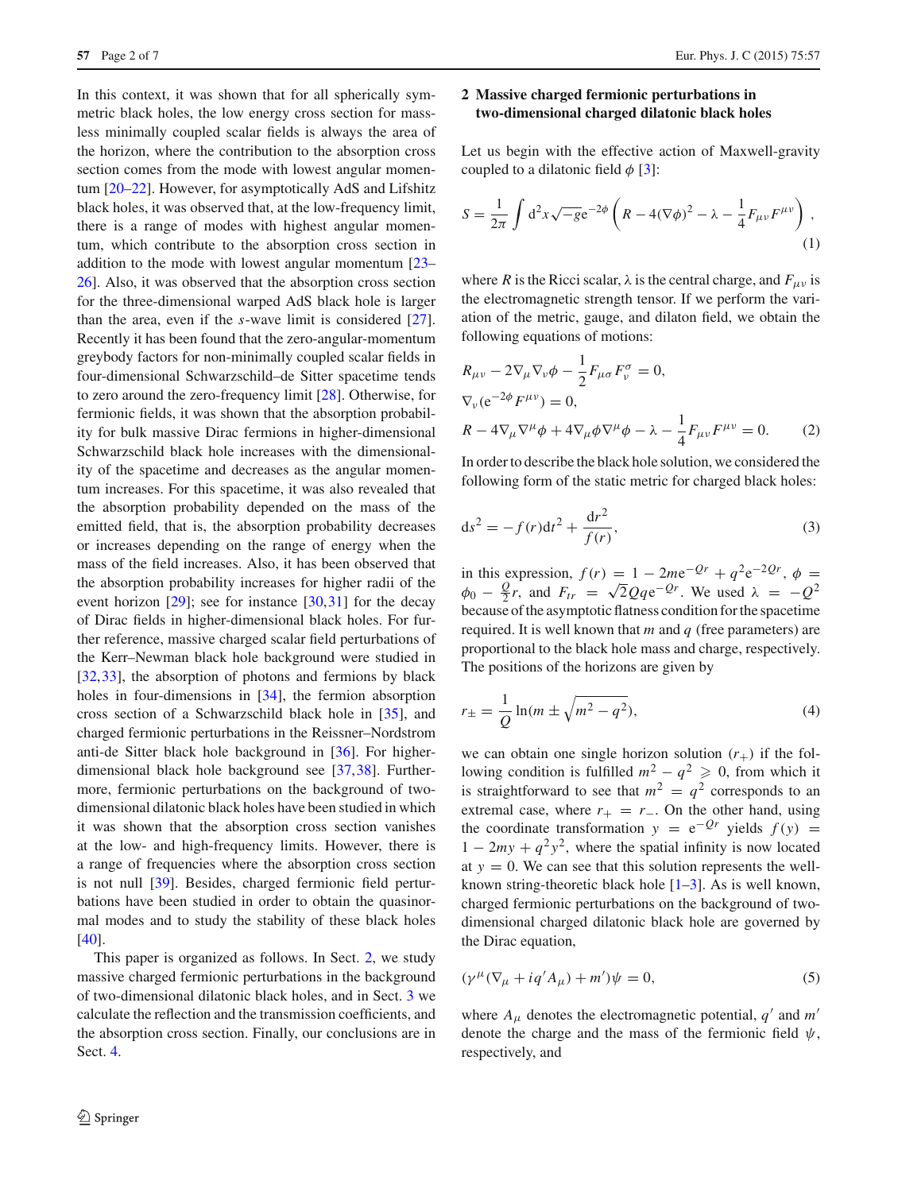In this context, it was shown that for all spherically symmetric black holes, the low energy cross section for massless minimally coupled scalar fields is always the area of the horizon, where the contribution to the absorption cross section comes from the mode with lowest angular momentum [20–22]. However, for asymptotically AdS and Lifshitz black holes, it was observed that, at the low-frequency limit, there is a range of modes with highest angular momentum, which contribute to the absorption cross section in addition to the mode with lowest angular momentum [23–26]. Also, it was observed that the absorption cross section for the three-dimensional warped AdS black hole is larger than the area, even if the $s$-wave limit is considered [27]. Recently it has been found that the zero-angular-momentum greybody factors for non-minimally coupled scalar fields in four-dimensional Schwarzschild–de Sitter spacetime tends to zero around the zero-frequency limit [28]. Otherwise, for fermionic fields, it was shown that the absorption probability for bulk massive Dirac fermions in higher-dimensional Schwarzschild black hole increases with the dimensionality of the spacetime and decreases as the angular momentum increases. For this spacetime, it was also revealed that the absorption probability depended on the mass of the emitted field, that is, the absorption probability decreases or increases depending on the range of energy when the mass of the field increases. Also, it has been observed that the absorption probability increases for higher radii of the event horizon [29]; see for instance [30,31] for the decay of Dirac fields in higher-dimensional black holes. For further reference, massive charged scalar field perturbations of the Kerr–Newman black hole background were studied in [32,33], the absorption of photons and fermions by black holes in four-dimensions in [34], the fermion absorption cross section of a Schwarzschild black hole in [35], and charged fermionic perturbations in the Reissner–Nordstrom anti-de Sitter black hole background in [36]. For higher-dimensional black hole background see [37,38]. Furthermore, fermionic perturbations on the background of two-dimensional dilatonic black holes have been studied in which it was shown that the absorption cross section vanishes at the low- and high-frequency limits. However, there is a range of frequencies where the absorption cross section is not null [39]. Besides, charged fermionic field perturbations have been studied in order to obtain the quasinormal modes and to study the stability of these black holes [40].

This paper is organized as follows. In Sect. 2, we study massive charged fermionic perturbations in the background of two-dimensional dilatonic black holes, and in Sect. 3 we calculate the reflection and the transmission coefficients, and the absorption cross section. Finally, our conclusions are in Sect. 4.

## 2 Massive charged fermionic perturbations in two-dimensional charged dilatonic black holes

Let us begin with the effective action of Maxwell-gravity coupled to a dilatonic field $\phi$ [3]:

$$S = \frac{1}{2\pi}\int \mathrm{d}^2x\sqrt{-g}\mathrm{e}^{-2\phi}\left(R - 4(\nabla\phi)^2 - \lambda - \frac{1}{4}F_{\mu\nu}F^{\mu\nu}\right), \tag{1}$$

where $R$ is the Ricci scalar, $\lambda$ is the central charge, and $F_{\mu\nu}$ is the electromagnetic strength tensor. If we perform the variation of the metric, gauge, and dilaton field, we obtain the following equations of motions:

$$\begin{aligned}
&R_{\mu\nu} - 2\nabla_\mu\nabla_\nu\phi - \frac{1}{2}F_{\mu\sigma}F_\nu^\sigma = 0,\\
&\nabla_\nu(\mathrm{e}^{-2\phi}F^{\mu\nu}) = 0,\\
&R - 4\nabla_\mu\nabla^\mu\phi + 4\nabla_\mu\phi\nabla^\mu\phi - \lambda - \frac{1}{4}F_{\mu\nu}F^{\mu\nu} = 0.
\end{aligned} \tag{2}$$

In order to describe the black hole solution, we considered the following form of the static metric for charged black holes:

$$\mathrm{d}s^2 = -f(r)\mathrm{d}t^2 + \frac{\mathrm{d}r^2}{f(r)}, \tag{3}$$

in this expression, $f(r) = 1 - 2m\mathrm{e}^{-Qr} + q^2\mathrm{e}^{-2Qr}$, $\phi = \phi_0 - \frac{Q}{2}r$, and $F_{tr} = \sqrt{2}Qq\mathrm{e}^{-Qr}$. We used $\lambda = -Q^2$ because of the asymptotic flatness condition for the spacetime required. It is well known that $m$ and $q$ (free parameters) are proportional to the black hole mass and charge, respectively. The positions of the horizons are given by

$$r_\pm = \frac{1}{Q}\ln(m \pm \sqrt{m^2 - q^2}), \tag{4}$$

we can obtain one single horizon solution ($r_+$) if the following condition is fulfilled $m^2 - q^2 \geqslant 0$, from which it is straightforward to see that $m^2 = q^2$ corresponds to an extremal case, where $r_+ = r_-$. On the other hand, using the coordinate transformation $y = \mathrm{e}^{-Qr}$ yields $f(y) = 1 - 2my + q^2y^2$, where the spatial infinity is now located at $y = 0$. We can see that this solution represents the well-known string-theoretic black hole [1–3]. As is well known, charged fermionic perturbations on the background of two-dimensional charged dilatonic black hole are governed by the Dirac equation,

$$(\gamma^\mu(\nabla_\mu + iq'A_\mu) + m')\psi = 0, \tag{5}$$

where $A_\mu$ denotes the electromagnetic potential, $q'$ and $m'$ denote the charge and the mass of the fermionic field $\psi$, respectively, and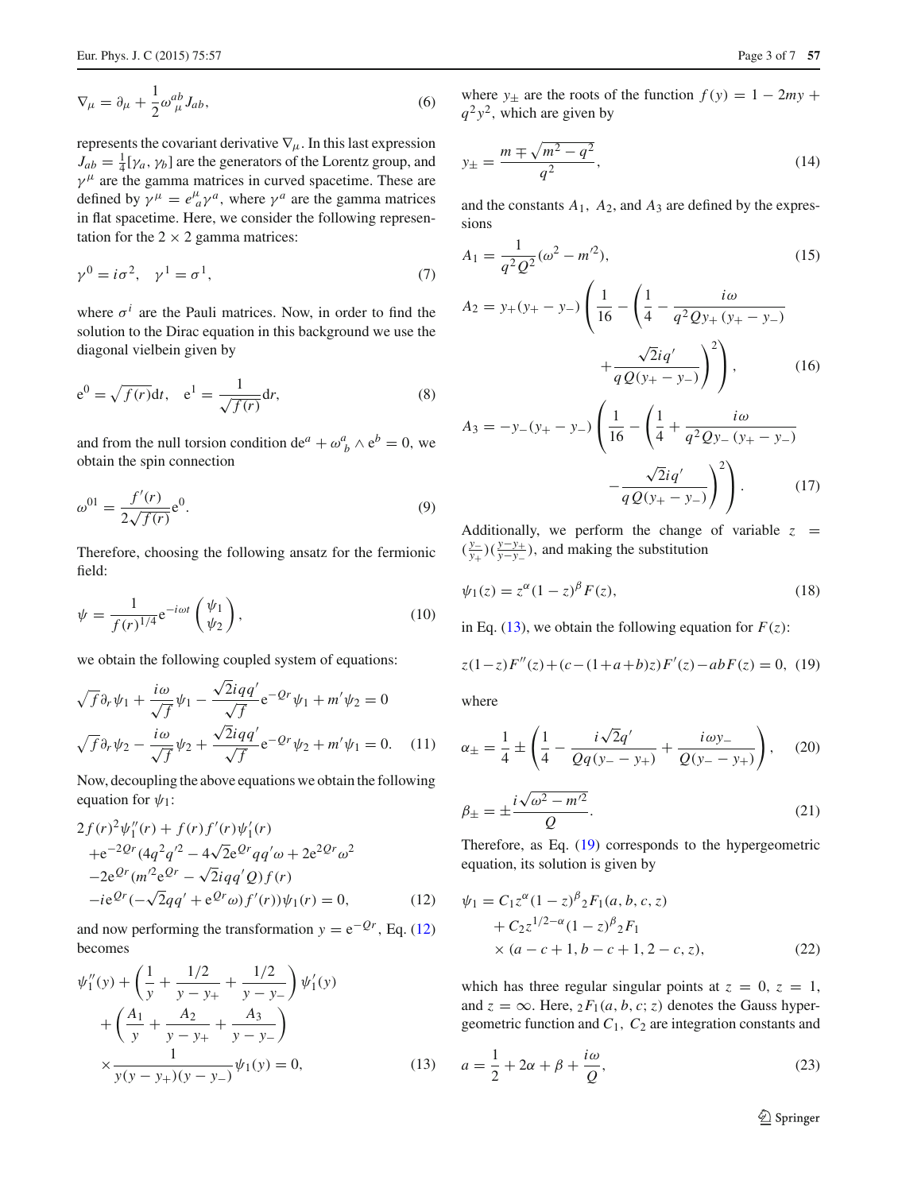$$\nabla_\mu = \partial_\mu + \frac{1}{2}\omega_\mu^{ab} J_{ab}, \tag{6}$$

represents the covariant derivative $\nabla_\mu$. In this last expression $J_{ab} = \frac{1}{4}[\gamma_a, \gamma_b]$ are the generators of the Lorentz group, and $\gamma^\mu$ are the gamma matrices in curved spacetime. These are defined by $\gamma^\mu = e^\mu_a \gamma^a$, where $\gamma^a$ are the gamma matrices in flat spacetime. Here, we consider the following representation for the $2 \times 2$ gamma matrices:

$$\gamma^0 = i\sigma^2, \quad \gamma^1 = \sigma^1, \tag{7}$$

where $\sigma^i$ are the Pauli matrices. Now, in order to find the solution to the Dirac equation in this background we use the diagonal vielbein given by

$$\mathrm{e}^0 = \sqrt{f(r)}\mathrm{d}t, \quad \mathrm{e}^1 = \frac{1}{\sqrt{f(r)}}\mathrm{d}r, \tag{8}$$

and from the null torsion condition $\mathrm{d}e^a + \omega^a_{\ b} \wedge \mathrm{e}^b = 0$, we obtain the spin connection

$$\omega^{01} = \frac{f'(r)}{2\sqrt{f(r)}}\mathrm{e}^0. \tag{9}$$

Therefore, choosing the following ansatz for the fermionic field:

$$\psi = \frac{1}{f(r)^{1/4}}\mathrm{e}^{-i\omega t}\begin{pmatrix}\psi_1 \\ \psi_2\end{pmatrix}, \tag{10}$$

we obtain the following coupled system of equations:

$$\begin{aligned}
&\sqrt{f}\partial_r\psi_1 + \frac{i\omega}{\sqrt{f}}\psi_1 - \frac{\sqrt{2}iqq'}{\sqrt{f}}\mathrm{e}^{-Qr}\psi_1 + m'\psi_2 = 0 \\
&\sqrt{f}\partial_r\psi_2 - \frac{i\omega}{\sqrt{f}}\psi_2 + \frac{\sqrt{2}iqq'}{\sqrt{f}}\mathrm{e}^{-Qr}\psi_2 + m'\psi_1 = 0.
\end{aligned} \tag{11}$$

Now, decoupling the above equations we obtain the following equation for $\psi_1$:

$$\begin{aligned}
&2f(r)^2\psi_1''(r) + f(r)f'(r)\psi_1'(r) \\
&+\mathrm{e}^{-2Qr}(4q^2q'^2 - 4\sqrt{2}\mathrm{e}^{Qr}qq'\omega + 2\mathrm{e}^{2Qr}\omega^2 \\
&-2\mathrm{e}^{Qr}(m'^2\mathrm{e}^{Qr} - \sqrt{2}iqq'Q)f(r) \\
&-i\mathrm{e}^{Qr}(-\sqrt{2}qq' + \mathrm{e}^{Qr}\omega)f'(r))\psi_1(r) = 0,
\end{aligned} \tag{12}$$

and now performing the transformation $y = \mathrm{e}^{-Qr}$, Eq. (12) becomes

$$\begin{aligned}
&\psi_1''(y) + \left(\frac{1}{y} + \frac{1/2}{y - y_+} + \frac{1/2}{y - y_-}\right)\psi_1'(y) \\
&+\left(\frac{A_1}{y} + \frac{A_2}{y - y_+} + \frac{A_3}{y - y_-}\right) \\
&\times\frac{1}{y(y - y_+)(y - y_-)}\psi_1(y) = 0,
\end{aligned} \tag{13}$$

where $y_\pm$ are the roots of the function $f(y) = 1 - 2my + q^2y^2$, which are given by

$$y_\pm = \frac{m \mp \sqrt{m^2 - q^2}}{q^2}, \tag{14}$$

and the constants $A_1$, $A_2$, and $A_3$ are defined by the expressions

$$A_1 = \frac{1}{q^2Q^2}(\omega^2 - m'^2), \tag{15}$$

$$A_2 = y_+(y_+ - y_-)\left(\frac{1}{16} - \left(\frac{1}{4} - \frac{i\omega}{q^2Qy_+(y_+ - y_-)} + \frac{\sqrt{2}iq'}{qQ(y_+ - y_-)}\right)^2\right), \tag{16}$$

$$A_3 = -y_-(y_+ - y_-)\left(\frac{1}{16} - \left(\frac{1}{4} + \frac{i\omega}{q^2Qy_-(y_+ - y_-)} - \frac{\sqrt{2}iq'}{qQ(y_+ - y_-)}\right)^2\right). \tag{17}$$

Additionally, we perform the change of variable $z = (\frac{y_-}{y_+})(\frac{y - y_+}{y - y_-})$, and making the substitution

$$\psi_1(z) = z^\alpha(1 - z)^\beta F(z), \tag{18}$$

in Eq. (13), we obtain the following equation for $F(z)$:

$$z(1 - z)F''(z) + (c - (1 + a + b)z)F'(z) - abF(z) = 0, \tag{19}$$

where

$$\alpha_\pm = \frac{1}{4} \pm \left(\frac{1}{4} - \frac{i\sqrt{2}q'}{Qq(y_- - y_+)} + \frac{i\omega y_-}{Q(y_- - y_+)}\right), \tag{20}$$

$$\beta_\pm = \pm\frac{i\sqrt{\omega^2 - m'^2}}{Q}. \tag{21}$$

Therefore, as Eq. (19) corresponds to the hypergeometric equation, its solution is given by

$$\begin{aligned}
\psi_1 = {} & C_1 z^\alpha(1 - z)^\beta{}_2F_1(a, b, c, z) \\
& + C_2 z^{1/2 - \alpha}(1 - z)^\beta{}_2F_1 \\
& \times(a - c + 1, b - c + 1, 2 - c, z),
\end{aligned} \tag{22}$$

which has three regular singular points at $z = 0$, $z = 1$, and $z = \infty$. Here, ${}_2F_1(a, b, c; z)$ denotes the Gauss hypergeometric function and $C_1$, $C_2$ are integration constants and

$$a = \frac{1}{2} + 2\alpha + \beta + \frac{i\omega}{Q}, \tag{23}$$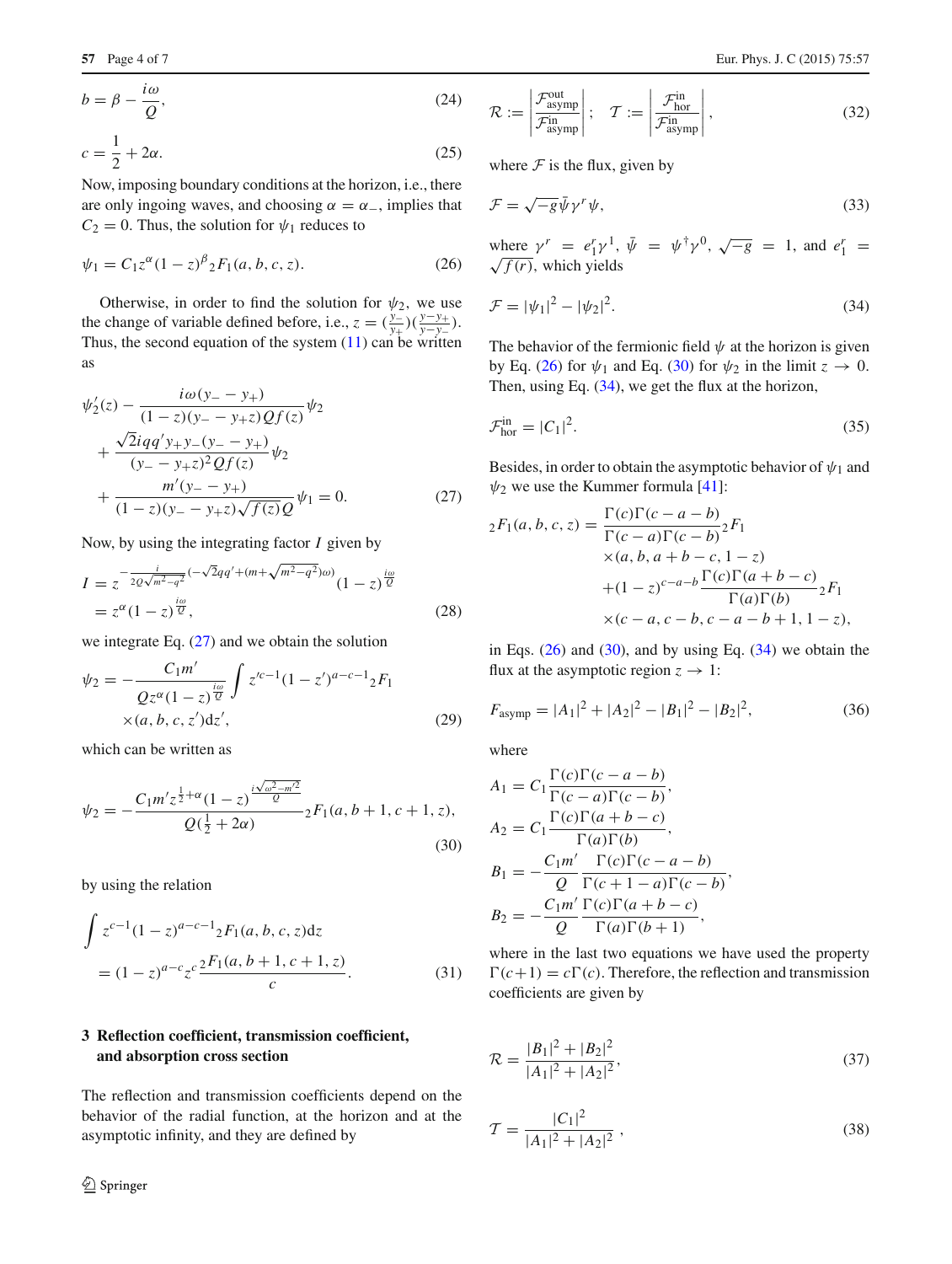$$b = \beta - \frac{i\omega}{Q}, \tag{24}$$

$$c = \frac{1}{2} + 2\alpha. \tag{25}$$

Now, imposing boundary conditions at the horizon, i.e., there are only ingoing waves, and choosing $\alpha = \alpha_-$, implies that $C_2 = 0$. Thus, the solution for $\psi_1$ reduces to

$$\psi_1 = C_1 z^{\alpha}(1-z)^{\beta}{}_2F_1(a, b, c, z). \tag{26}$$

Otherwise, in order to find the solution for $\psi_2$, we use the change of variable defined before, i.e., $z = (\frac{y_-}{y_+})(\frac{y-y_+}{y-y_-})$. Thus, the second equation of the system (11) can be written as

$$\begin{aligned}
&\psi_2'(z) - \frac{i\omega(y_- - y_+)}{(1-z)(y_- - y_+ z)Qf(z)}\psi_2 \\
&+ \frac{\sqrt{2}iqq' y_+ y_-(y_- - y_+)}{(y_- - y_+ z)^2 Qf(z)}\psi_2 \\
&+ \frac{m'(y_- - y_+)}{(1-z)(y_- - y_+ z)\sqrt{f(z)}Q}\psi_1 = 0.
\end{aligned} \tag{27}$$

Now, by using the integrating factor $I$ given by

$$\begin{aligned}
I &= z^{-\frac{i}{2Q\sqrt{m^2-q^2}}(-\sqrt{2}qq' + (m+\sqrt{m^2-q^2})\omega)}(1-z)^{\frac{i\omega}{Q}} \\
&= z^{\alpha}(1-z)^{\frac{i\omega}{Q}},
\end{aligned} \tag{28}$$

we integrate Eq. (27) and we obtain the solution

$$\begin{aligned}
\psi_2 = -\frac{C_1 m'}{Qz^{\alpha}(1-z)^{\frac{i\omega}{Q}}} \int z'^{c-1}(1-z')^{a-c-1}{}_2F_1 \\
\times (a, b, c, z')\mathrm{d}z',
\end{aligned} \tag{29}$$

which can be written as

$$\psi_2 = -\frac{C_1 m' z^{\frac{1}{2}+\alpha}(1-z)^{\frac{i\sqrt{\omega^2 - m'^2}}{Q}}}{Q(\frac{1}{2}+2\alpha)}{}_2F_1(a, b+1, c+1, z), \tag{30}$$

by using the relation

$$\begin{aligned}
&\int z^{c-1}(1-z)^{a-c-1}{}_2F_1(a, b, c, z)\mathrm{d}z \\
&= (1-z)^{a-c} z^{c} \frac{{}_2F_1(a, b+1, c+1, z)}{c}.
\end{aligned} \tag{31}$$

## 3 Reflection coefficient, transmission coefficient, and absorption cross section

The reflection and transmission coefficients depend on the behavior of the radial function, at the horizon and at the asymptotic infinity, and they are defined by

$$\mathcal{R} := \left|\frac{\mathcal{F}^{\text{out}}_{\text{asymp}}}{\mathcal{F}^{\text{in}}_{\text{asymp}}}\right|; \quad \mathcal{T} := \left|\frac{\mathcal{F}^{\text{in}}_{\text{hor}}}{\mathcal{F}^{\text{in}}_{\text{asymp}}}\right|, \tag{32}$$

where $\mathcal{F}$ is the flux, given by

$$\mathcal{F} = \sqrt{-g}\bar{\psi}\gamma^r\psi, \tag{33}$$

where $\gamma^r = e^r_1\gamma^1$, $\bar{\psi} = \psi^{\dagger}\gamma^0$, $\sqrt{-g} = 1$, and $e^r_1 = \sqrt{f(r)}$, which yields

$$\mathcal{F} = |\psi_1|^2 - |\psi_2|^2. \tag{34}$$

The behavior of the fermionic field $\psi$ at the horizon is given by Eq. (26) for $\psi_1$ and Eq. (30) for $\psi_2$ in the limit $z \to 0$. Then, using Eq. (34), we get the flux at the horizon,

$$\mathcal{F}^{\text{in}}_{\text{hor}} = |C_1|^2. \tag{35}$$

Besides, in order to obtain the asymptotic behavior of $\psi_1$ and $\psi_2$ we use the Kummer formula [41]:

$$\begin{aligned}
{}_2F_1(a, b, c, z) &= \frac{\Gamma(c)\Gamma(c-a-b)}{\Gamma(c-a)\Gamma(c-b)}{}_2F_1 \\
&\quad \times (a, b, a+b-c, 1-z) \\
&\quad + (1-z)^{c-a-b}\frac{\Gamma(c)\Gamma(a+b-c)}{\Gamma(a)\Gamma(b)}{}_2F_1 \\
&\quad \times (c-a, c-b, c-a-b+1, 1-z),
\end{aligned}$$

in Eqs. (26) and (30), and by using Eq. (34) we obtain the flux at the asymptotic region $z \to 1$:

$$F_{\text{asymp}} = |A_1|^2 + |A_2|^2 - |B_1|^2 - |B_2|^2, \tag{36}$$

where

$$\begin{aligned}
A_1 &= C_1\frac{\Gamma(c)\Gamma(c-a-b)}{\Gamma(c-a)\Gamma(c-b)}, \\
A_2 &= C_1\frac{\Gamma(c)\Gamma(a+b-c)}{\Gamma(a)\Gamma(b)}, \\
B_1 &= -\frac{C_1 m'}{Q}\frac{\Gamma(c)\Gamma(c-a-b)}{\Gamma(c+1-a)\Gamma(c-b)}, \\
B_2 &= -\frac{C_1 m'}{Q}\frac{\Gamma(c)\Gamma(a+b-c)}{\Gamma(a)\Gamma(b+1)},
\end{aligned}$$

where in the last two equations we have used the property $\Gamma(c+1) = c\Gamma(c)$. Therefore, the reflection and transmission coefficients are given by

$$\mathcal{R} = \frac{|B_1|^2 + |B_2|^2}{|A_1|^2 + |A_2|^2}, \tag{37}$$

$$\mathcal{T} = \frac{|C_1|^2}{|A_1|^2 + |A_2|^2}, \tag{38}$$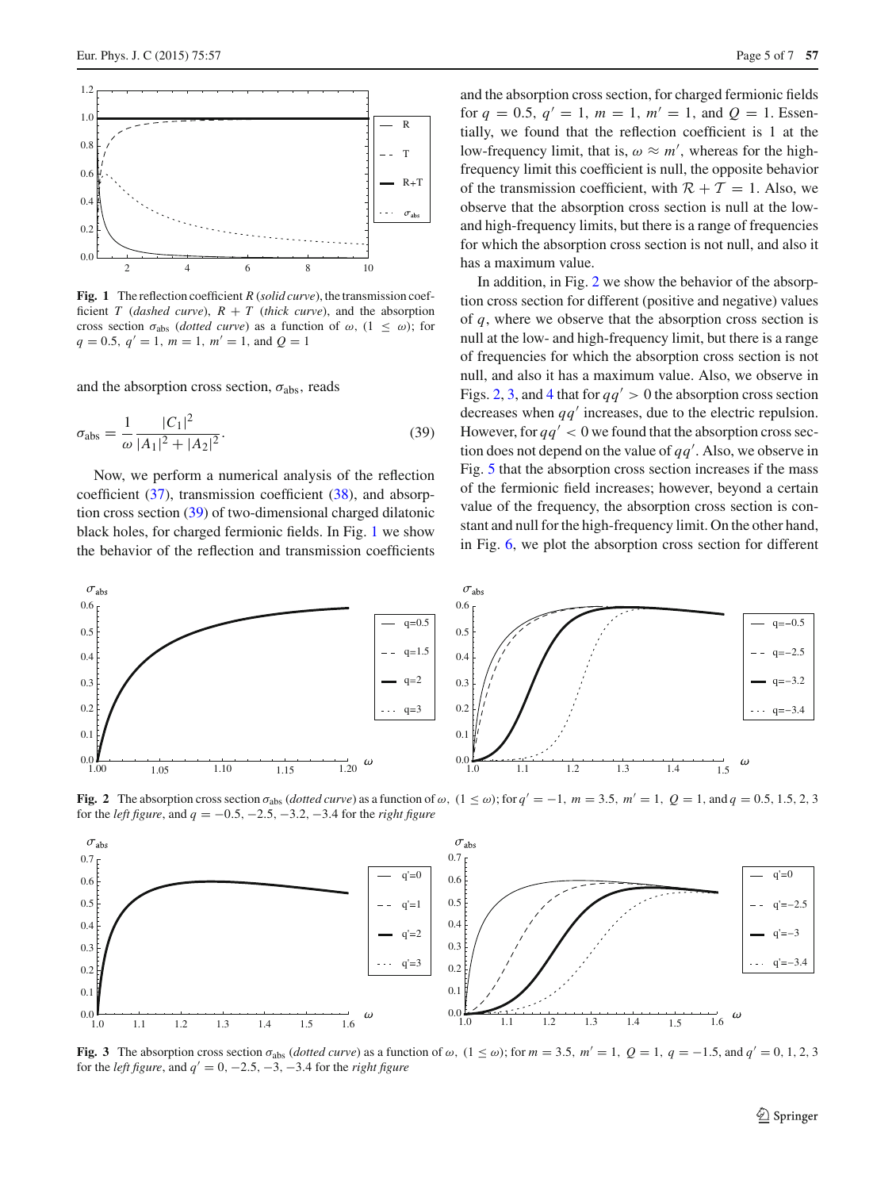Fig. 1 The reflection coefficient $R$ (*solid curve*), the transmission coefficient $T$ (*dashed curve*), $R + T$ (*thick curve*), and the absorption cross section $\sigma_{\rm abs}$ (*dotted curve*) as a function of $\omega$, $(1 \leq \omega)$; for $q = 0.5$, $q' = 1$, $m = 1$, $m' = 1$, and $Q = 1$

and the absorption cross section, $\sigma_{\rm abs}$, reads

$$\sigma_{\rm abs} = \frac{1}{\omega} \frac{|C_1|^2}{|A_1|^2 + |A_2|^2}. \tag{39}$$

Now, we perform a numerical analysis of the reflection coefficient (37), transmission coefficient (38), and absorption cross section (39) of two-dimensional charged dilatonic black holes, for charged fermionic fields. In Fig. 1 we show the behavior of the reflection and transmission coefficients and the absorption cross section, for charged fermionic fields for $q = 0.5$, $q' = 1$, $m = 1$, $m' = 1$, and $Q = 1$. Essentially, we found that the reflection coefficient is 1 at the low-frequency limit, that is, $\omega \approx m'$, whereas for the high-frequency limit this coefficient is null, the opposite behavior of the transmission coefficient, with $\mathcal{R} + \mathcal{T} = 1$. Also, we observe that the absorption cross section is null at the low- and high-frequency limits, but there is a range of frequencies for which the absorption cross section is not null, and also it has a maximum value.

In addition, in Fig. 2 we show the behavior of the absorption cross section for different (positive and negative) values of $q$, where we observe that the absorption cross section is null at the low- and high-frequency limit, but there is a range of frequencies for which the absorption cross section is not null, and also it has a maximum value. Also, we observe in Figs. 2, 3, and 4 that for $qq' > 0$ the absorption cross section decreases when $qq'$ increases, due to the electric repulsion. However, for $qq' < 0$ we found that the absorption cross section does not depend on the value of $qq'$. Also, we observe in Fig. 5 that the absorption cross section increases if the mass of the fermionic field increases; however, beyond a certain value of the frequency, the absorption cross section is constant and null for the high-frequency limit. On the other hand, in Fig. 6, we plot the absorption cross section for different

Fig. 2 The absorption cross section $\sigma_{\rm abs}$ (*dotted curve*) as a function of $\omega$, $(1 \leq \omega)$; for $q' = -1$, $m = 3.5$, $m' = 1$, $Q = 1$, and $q = 0.5, 1.5, 2, 3$ for the *left figure*, and $q = -0.5, -2.5, -3.2, -3.4$ for the *right figure*

Fig. 3 The absorption cross section $\sigma_{\rm abs}$ (*dotted curve*) as a function of $\omega$, $(1 \leq \omega)$; for $m = 3.5$, $m' = 1$, $Q = 1$, $q = -1.5$, and $q' = 0, 1, 2, 3$ for the *left figure*, and $q' = 0, -2.5, -3, -3.4$ for the *right figure*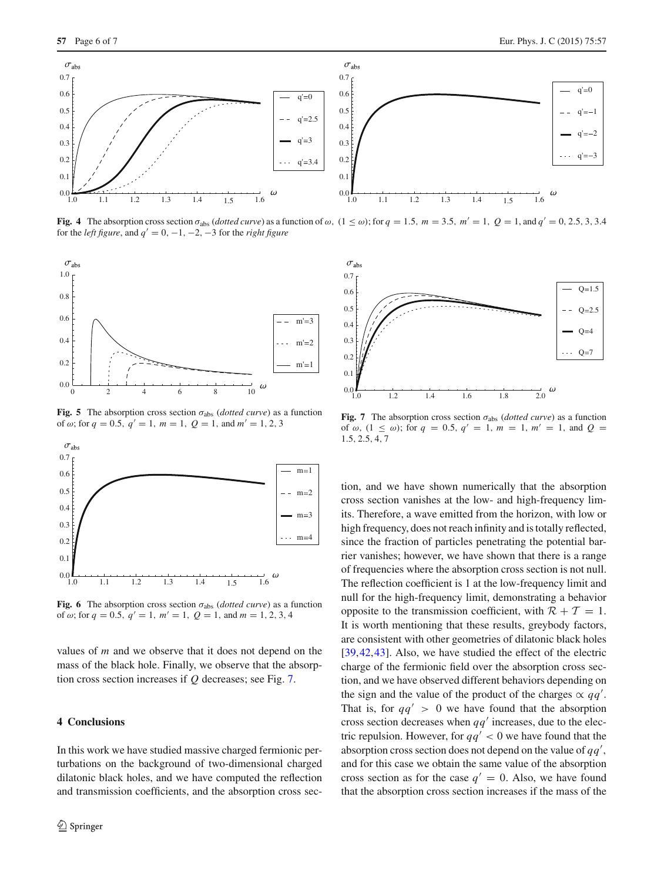**Fig. 4** The absorption cross section $\sigma_{abs}$ (*dotted curve*) as a function of $\omega$, $(1 \leq \omega)$; for $q = 1.5$, $m = 3.5$, $m' = 1$, $Q = 1$, and $q' = 0, 2.5, 3, 3.4$ for the *left figure*, and $q' = 0, -1, -2, -3$ for the *right figure*

**Fig. 5** The absorption cross section $\sigma_{abs}$ (*dotted curve*) as a function of $\omega$; for $q = 0.5$, $q' = 1$, $m = 1$, $Q = 1$, and $m' = 1, 2, 3$

**Fig. 6** The absorption cross section $\sigma_{abs}$ (*dotted curve*) as a function of $\omega$; for $q = 0.5$, $q' = 1$, $m' = 1$, $Q = 1$, and $m = 1, 2, 3, 4$

**Fig. 7** The absorption cross section $\sigma_{abs}$ (*dotted curve*) as a function of $\omega$, $(1 \leq \omega)$; for $q = 0.5$, $q' = 1$, $m = 1$, $m' = 1$, and $Q = 1.5, 2.5, 4, 7$

values of $m$ and we observe that it does not depend on the mass of the black hole. Finally, we observe that the absorption cross section increases if $Q$ decreases; see Fig. 7.

## 4 Conclusions

In this work we have studied massive charged fermionic perturbations on the background of two-dimensional charged dilatonic black holes, and we have computed the reflection and transmission coefficients, and the absorption cross section, and we have shown numerically that the absorption cross section vanishes at the low- and high-frequency limits. Therefore, a wave emitted from the horizon, with low or high frequency, does not reach infinity and is totally reflected, since the fraction of particles penetrating the potential barrier vanishes; however, we have shown that there is a range of frequencies where the absorption cross section is not null. The reflection coefficient is 1 at the low-frequency limit and null for the high-frequency limit, demonstrating a behavior opposite to the transmission coefficient, with $\mathcal{R} + \mathcal{T} = 1$. It is worth mentioning that these results, greybody factors, are consistent with other geometries of dilatonic black holes [39,42,43]. Also, we have studied the effect of the electric charge of the fermionic field over the absorption cross section, and we have observed different behaviors depending on the sign and the value of the product of the charges $\propto qq'$. That is, for $qq' > 0$ we have found that the absorption cross section decreases when $qq'$ increases, due to the electric repulsion. However, for $qq' < 0$ we have found that the absorption cross section does not depend on the value of $qq'$, and for this case we obtain the same value of the absorption cross section as for the case $q' = 0$. Also, we have found that the absorption cross section increases if the mass of the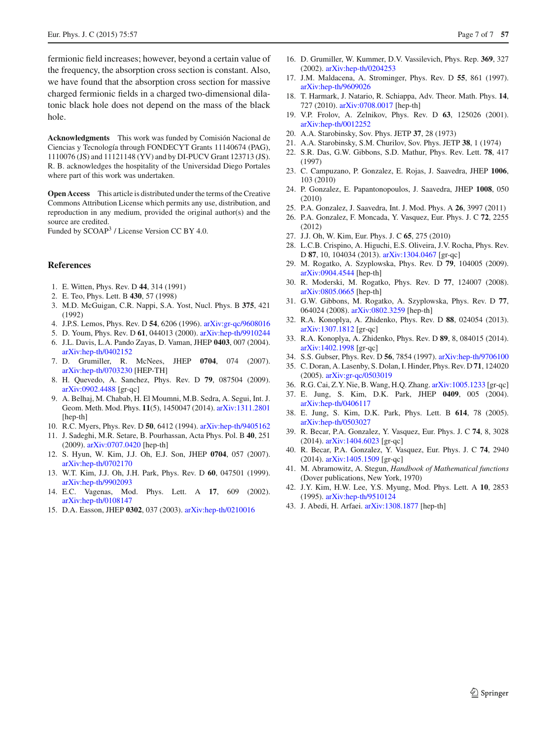fermionic field increases; however, beyond a certain value of the frequency, the absorption cross section is constant. Also, we have found that the absorption cross section for massive charged fermionic fields in a charged two-dimensional dilatonic black hole does not depend on the mass of the black hole.

**Acknowledgments** This work was funded by Comisión Nacional de Ciencias y Tecnología through FONDECYT Grants 11140674 (PAG), 1110076 (JS) and 11121148 (YV) and by DI-PUCV Grant 123713 (JS). R. B. acknowledges the hospitality of the Universidad Diego Portales where part of this work was undertaken.

**Open Access** This article is distributed under the terms of the Creative Commons Attribution License which permits any use, distribution, and reproduction in any medium, provided the original author(s) and the source are credited.
Funded by SCOAP[3] / License Version CC BY 4.0.

## References

1. E. Witten, Phys. Rev. D **44**, 314 (1991)
2. E. Teo, Phys. Lett. B **430**, 57 (1998)
3. M.D. McGuigan, C.R. Nappi, S.A. Yost, Nucl. Phys. B **375**, 421 (1992)
4. J.P.S. Lemos, Phys. Rev. D **54**, 6206 (1996). arXiv:gr-qc/9608016
5. D. Youm, Phys. Rev. D **61**, 044013 (2000). arXiv:hep-th/9910244
6. J.L. Davis, L.A. Pando Zayas, D. Vaman, JHEP **0403**, 007 (2004). arXiv:hep-th/0402152
7. D. Grumiller, R. McNees, JHEP **0704**, 074 (2007). arXiv:hep-th/0703230 [HEP-TH]
8. H. Quevedo, A. Sanchez, Phys. Rev. D **79**, 087504 (2009). arXiv:0902.4488 [gr-qc]
9. A. Belhaj, M. Chabab, H. El Moumni, M.B. Sedra, A. Segui, Int. J. Geom. Meth. Mod. Phys. **11**(5), 1450047 (2014). arXiv:1311.2801 [hep-th]
10. R.C. Myers, Phys. Rev. D **50**, 6412 (1994). arXiv:hep-th/9405162
11. J. Sadeghi, M.R. Setare, B. Pourhassan, Acta Phys. Pol. B **40**, 251 (2009). arXiv:0707.0420 [hep-th]
12. S. Hyun, W. Kim, J.J. Oh, E.J. Son, JHEP **0704**, 057 (2007). arXiv:hep-th/0702170
13. W.T. Kim, J.J. Oh, J.H. Park, Phys. Rev. D **60**, 047501 (1999). arXiv:hep-th/9902093
14. E.C. Vagenas, Mod. Phys. Lett. A **17**, 609 (2002). arXiv:hep-th/0108147
15. D.A. Easson, JHEP **0302**, 037 (2003). arXiv:hep-th/0210016
16. D. Grumiller, W. Kummer, D.V. Vassilevich, Phys. Rep. **369**, 327 (2002). arXiv:hep-th/0204253
17. J.M. Maldacena, A. Strominger, Phys. Rev. D **55**, 861 (1997). arXiv:hep-th/9609026
18. T. Harmark, J. Natario, R. Schiappa, Adv. Theor. Math. Phys. **14**, 727 (2010). arXiv:0708.0017 [hep-th]
19. V.P. Frolov, A. Zelnikov, Phys. Rev. D **63**, 125026 (2001). arXiv:hep-th/0012252
20. A.A. Starobinsky, Sov. Phys. JETP **37**, 28 (1973)
21. A.A. Starobinsky, S.M. Churilov, Sov. Phys. JETP **38**, 1 (1974)
22. S.R. Das, G.W. Gibbons, S.D. Mathur, Phys. Rev. Lett. **78**, 417 (1997)
23. C. Campuzano, P. Gonzalez, E. Rojas, J. Saavedra, JHEP **1006**, 103 (2010)
24. P. Gonzalez, E. Papantonopoulos, J. Saavedra, JHEP **1008**, 050 (2010)
25. P.A. Gonzalez, J. Saavedra, Int. J. Mod. Phys. A **26**, 3997 (2011)
26. P.A. Gonzalez, F. Moncada, Y. Vasquez, Eur. Phys. J. C **72**, 2255 (2012)
27. J.J. Oh, W. Kim, Eur. Phys. J. C **65**, 275 (2010)
28. L.C.B. Crispino, A. Higuchi, E.S. Oliveira, J.V. Rocha, Phys. Rev. D **87**, 10, 104034 (2013). arXiv:1304.0467 [gr-qc]
29. M. Rogatko, A. Szyplowska, Phys. Rev. D **79**, 104005 (2009). arXiv:0904.4544 [hep-th]
30. R. Moderski, M. Rogatko, Phys. Rev. D **77**, 124007 (2008). arXiv:0805.0665 [hep-th]
31. G.W. Gibbons, M. Rogatko, A. Szyplowska, Phys. Rev. D **77**, 064024 (2008). arXiv:0802.3259 [hep-th]
32. R.A. Konoplya, A. Zhidenko, Phys. Rev. D **88**, 024054 (2013). arXiv:1307.1812 [gr-qc]
33. R.A. Konoplya, A. Zhidenko, Phys. Rev. D **89**, 8, 084015 (2014). arXiv:1402.1998 [gr-qc]
34. S.S. Gubser, Phys. Rev. D **56**, 7854 (1997). arXiv:hep-th/9706100
35. C. Doran, A. Lasenby, S. Dolan, I. Hinder, Phys. Rev. D **71**, 124020 (2005). arXiv:gr-qc/0503019
36. R.G. Cai, Z.Y. Nie, B. Wang, H.Q. Zhang. arXiv:1005.1233 [gr-qc]
37. E. Jung, S. Kim, D.K. Park, JHEP **0409**, 005 (2004). arXiv:hep-th/0406117
38. E. Jung, S. Kim, D.K. Park, Phys. Lett. B **614**, 78 (2005). arXiv:hep-th/0503027
39. R. Becar, P.A. Gonzalez, Y. Vasquez, Eur. Phys. J. C **74**, 8, 3028 (2014). arXiv:1404.6023 [gr-qc]
40. R. Becar, P.A. Gonzalez, Y. Vasquez, Eur. Phys. J. C **74**, 2940 (2014). arXiv:1405.1509 [gr-qc]
41. M. Abramowitz, A. Stegun, *Handbook of Mathematical functions* (Dover publications, New York, 1970)
42. J.Y. Kim, H.W. Lee, Y.S. Myung, Mod. Phys. Lett. A **10**, 2853 (1995). arXiv:hep-th/9510124
43. J. Abedi, H. Arfaei. arXiv:1308.1877 [hep-th]